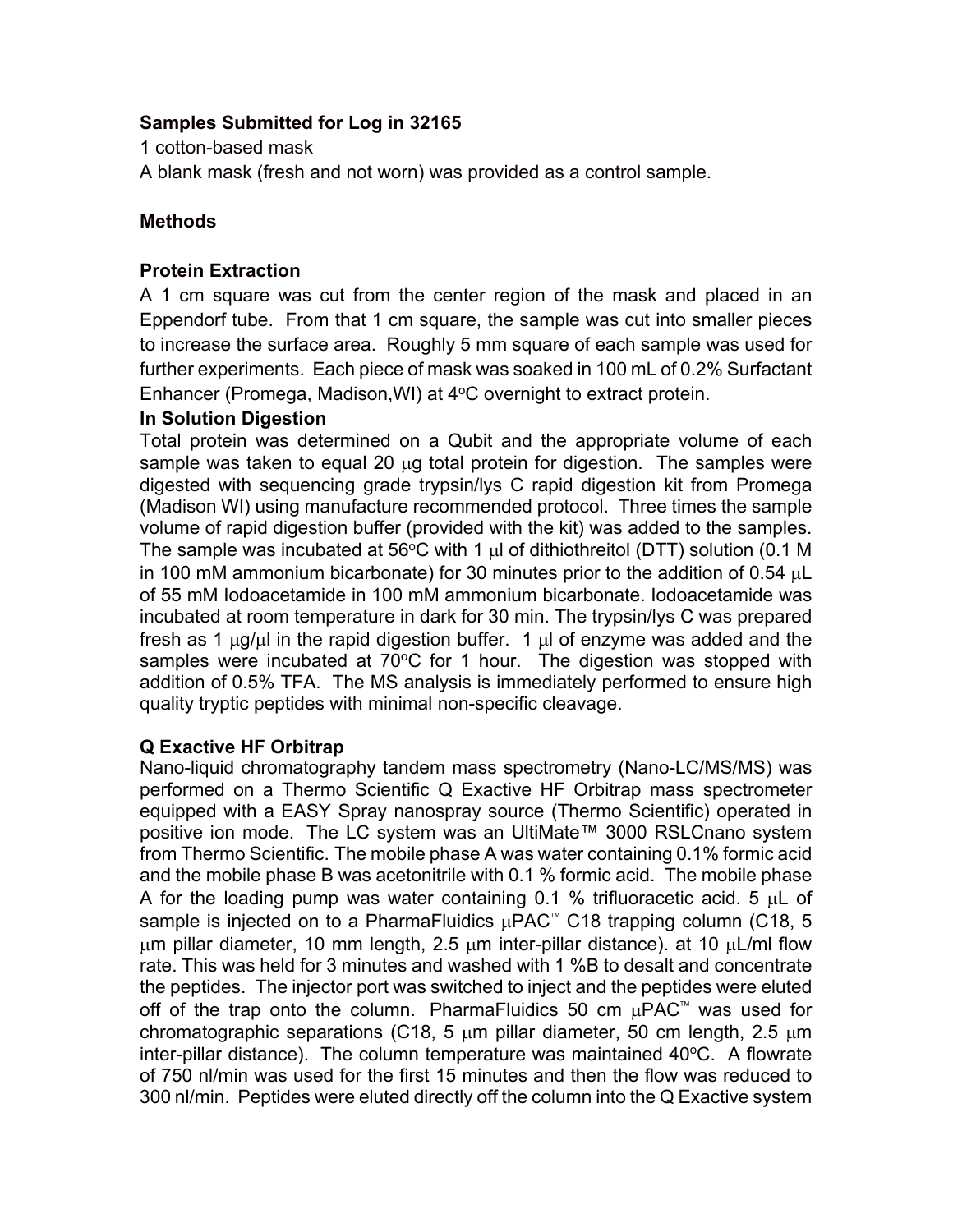**Samples Submitted for Log in 32165**

1 cotton-based mask

A blank mask (fresh and not worn) was provided as a control sample.

**Methods**

**Protein Extraction**

A 1 cm square was cut from the center region of the mask and placed in an Eppendorf tube. From that 1 cm square, the sample was cut into smaller pieces to increase the surface area. Roughly 5 mm square of each sample was used for further experiments. Each piece of mask was soaked in 100 mL of 0.2% Surfactant Enhancer (Promega, Madison,WI) at 4°C overnight to extract protein.

**In Solution Digestion**

Total protein was determined on a Qubit and the appropriate volume of each sample was taken to equal 20 μg total protein for digestion. The samples were digested with sequencing grade trypsin/lys C rapid digestion kit from Promega (Madison WI) using manufacture recommended protocol. Three times the sample volume of rapid digestion buffer (provided with the kit) was added to the samples. The sample was incubated at 56°C with 1 μl of dithiothreitol (DTT) solution (0.1 M in 100 mM ammonium bicarbonate) for 30 minutes prior to the addition of 0.54 μL of 55 mM Iodoacetamide in 100 mM ammonium bicarbonate. Iodoacetamide was incubated at room temperature in dark for 30 min. The trypsin/lys C was prepared fresh as 1 μg/μl in the rapid digestion buffer. 1 μl of enzyme was added and the samples were incubated at 70°C for 1 hour. The digestion was stopped with addition of 0.5% TFA. The MS analysis is immediately performed to ensure high quality tryptic peptides with minimal non-specific cleavage.

**Q Exactive HF Orbitrap**

Nano-liquid chromatography tandem mass spectrometry (Nano-LC/MS/MS) was performed on a Thermo Scientific Q Exactive HF Orbitrap mass spectrometer equipped with a EASY Spray nanospray source (Thermo Scientific) operated in positive ion mode. The LC system was an UltiMate™ 3000 RSLCnano system from Thermo Scientific. The mobile phase A was water containing 0.1% formic acid and the mobile phase B was acetonitrile with 0.1 % formic acid. The mobile phase A for the loading pump was water containing 0.1 % trifluoracetic acid. 5 μL of sample is injected on to a PharmaFluidics μPAC™ C18 trapping column (C18, 5 μm pillar diameter, 10 mm length, 2.5 μm inter-pillar distance). at 10 μL/ml flow rate. This was held for 3 minutes and washed with 1 %B to desalt and concentrate the peptides. The injector port was switched to inject and the peptides were eluted off of the trap onto the column. PharmaFluidics 50 cm μPAC™ was used for chromatographic separations (C18, 5 μm pillar diameter, 50 cm length, 2.5 μm inter-pillar distance). The column temperature was maintained 40°C. A flowrate of 750 nl/min was used for the first 15 minutes and then the flow was reduced to 300 nl/min. Peptides were eluted directly off the column into the Q Exactive system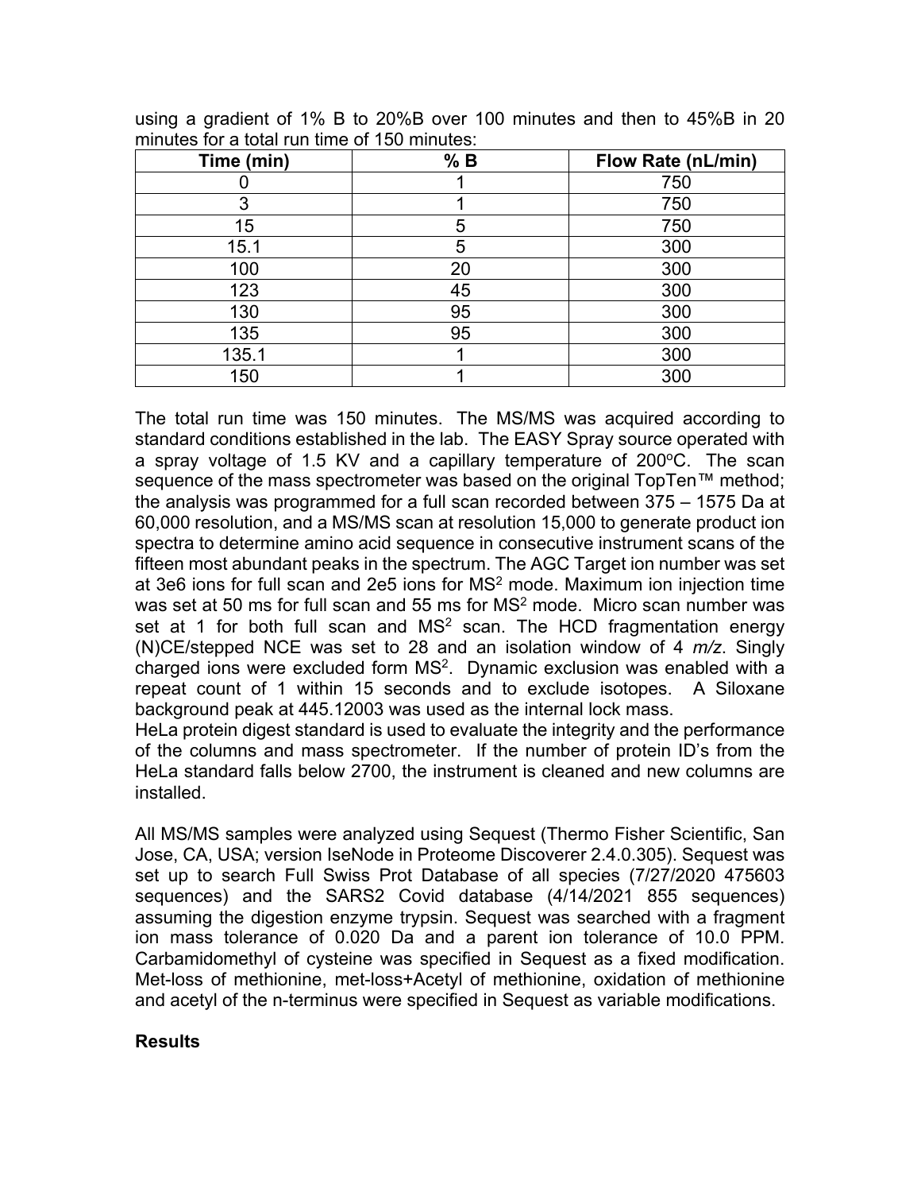using a gradient of 1% B to 20%B over 100 minutes and then to 45%B in 20 minutes for a total run time of 150 minutes:

| Time (min) | % B | Flow Rate (nL/min) |
|---|---|---|
| 0 | 1 | 750 |
| 3 | 1 | 750 |
| 15 | 5 | 750 |
| 15.1 | 5 | 300 |
| 100 | 20 | 300 |
| 123 | 45 | 300 |
| 130 | 95 | 300 |
| 135 | 95 | 300 |
| 135.1 | 1 | 300 |
| 150 | 1 | 300 |

The total run time was 150 minutes. The MS/MS was acquired according to standard conditions established in the lab. The EASY Spray source operated with a spray voltage of 1.5 KV and a capillary temperature of 200ºC. The scan sequence of the mass spectrometer was based on the original TopTen™ method; the analysis was programmed for a full scan recorded between 375 – 1575 Da at 60,000 resolution, and a MS/MS scan at resolution 15,000 to generate product ion spectra to determine amino acid sequence in consecutive instrument scans of the fifteen most abundant peaks in the spectrum. The AGC Target ion number was set at 3e6 ions for full scan and 2e5 ions for $MS^2$ mode. Maximum ion injection time was set at 50 ms for full scan and 55 ms for $MS^2$ mode. Micro scan number was set at 1 for both full scan and $MS^2$ scan. The HCD fragmentation energy (N)CE/stepped NCE was set to 28 and an isolation window of 4 *m/z*. Singly charged ions were excluded form $MS^2$. Dynamic exclusion was enabled with a repeat count of 1 within 15 seconds and to exclude isotopes. A Siloxane background peak at 445.12003 was used as the internal lock mass.
HeLa protein digest standard is used to evaluate the integrity and the performance of the columns and mass spectrometer. If the number of protein ID's from the HeLa standard falls below 2700, the instrument is cleaned and new columns are installed.

All MS/MS samples were analyzed using Sequest (Thermo Fisher Scientific, San Jose, CA, USA; version IseNode in Proteome Discoverer 2.4.0.305). Sequest was set up to search Full Swiss Prot Database of all species (7/27/2020 475603 sequences) and the SARS2 Covid database (4/14/2021 855 sequences) assuming the digestion enzyme trypsin. Sequest was searched with a fragment ion mass tolerance of 0.020 Da and a parent ion tolerance of 10.0 PPM. Carbamidomethyl of cysteine was specified in Sequest as a fixed modification. Met-loss of methionine, met-loss+Acetyl of methionine, oxidation of methionine and acetyl of the n-terminus were specified in Sequest as variable modifications.

## Results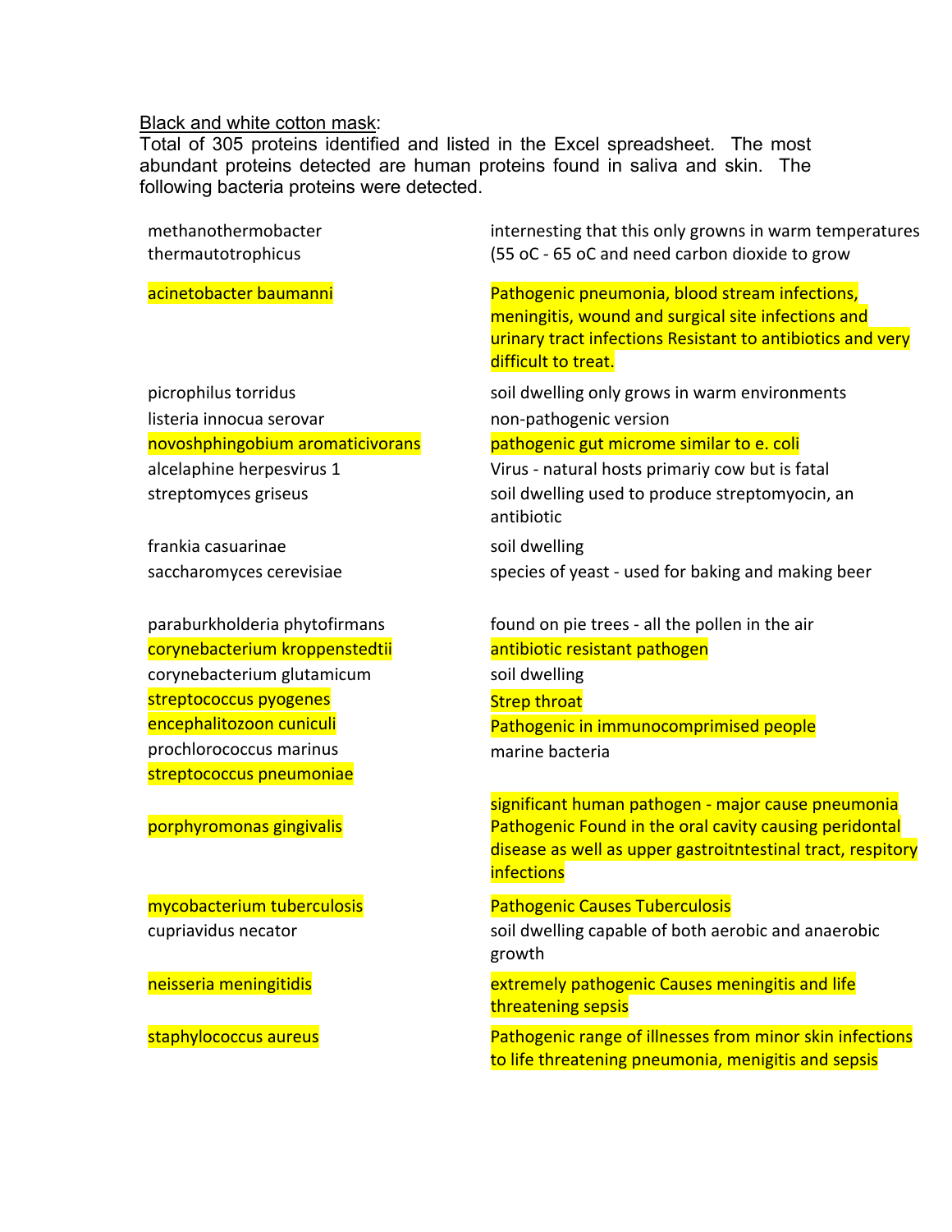<u>Black and white cotton mask</u>:

Total of 305 proteins identified and listed in the Excel spreadsheet. The most abundant proteins detected are human proteins found in saliva and skin. The following bacteria proteins were detected.

| | |
|---|---|
| methanothermobacter thermautotrophicus | internesting that this only growns in warm temperatures (55 oC - 65 oC and need carbon dioxide to grow |
| acinetobacter baumanni | Pathogenic pneumonia, blood stream infections, meningitis, wound and surgical site infections and urinary tract infections Resistant to antibiotics and very difficult to treat. |
| picrophilus torridus | soil dwelling only grows in warm environments |
| listeria innocua serovar | non-pathogenic version |
| novoshphingobium aromaticivorans | pathogenic gut microme similar to e. coli |
| alcelaphine herpesvirus 1 | Virus - natural hosts primariy cow but is fatal |
| streptomyces griseus | soil dwelling used to produce streptomycin, an antibiotic |
| frankia casuarinae | soil dwelling |
| saccharomyces cerevisiae | species of yeast - used for baking and making beer |
| paraburkholderia phytofirmans | found on pie trees - all the pollen in the air |
| corynebacterium kroppenstedtii | antibiotic resistant pathogen |
| corynebacterium glutamicum | soil dwelling |
| streptococcus pyogenes | Strep throat |
| encephalitozoon cuniculi | Pathogenic in immunocomprimised people |
| prochlorococcus marinus | marine bacteria |
| streptococcus pneumoniae | significant human pathogen - major cause pneumonia |
| porphyromonas gingivalis | Pathogenic Found in the oral cavity causing peridontal disease as well as upper gastroitntestinal tract, respitory infections |
| mycobacterium tuberculosis | Pathogenic Causes Tuberculosis |
| cupriavidus necator | soil dwelling capable of both aerobic and anaerobic growth |
| neisseria meningitidis | extremely pathogenic Causes meningitis and life threatening sepsis |
| staphylococcus aureus | Pathogenic range of illnesses from minor skin infections to life threatening pneumonia, menigitis and sepsis |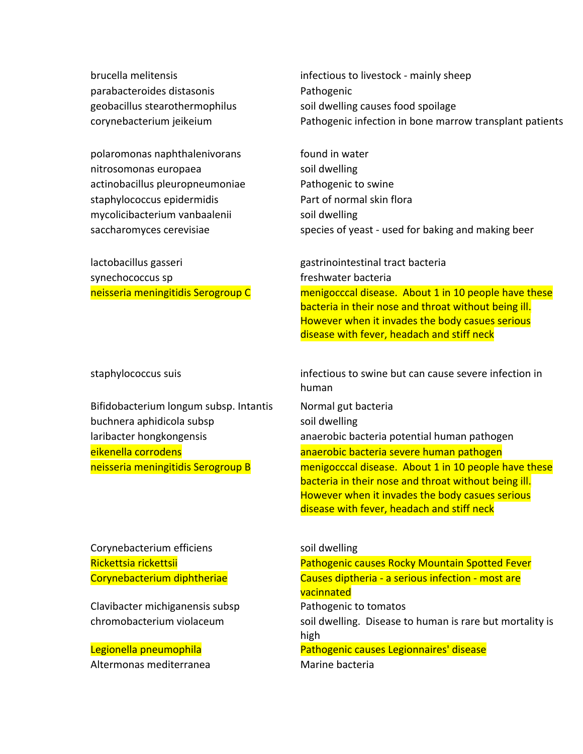| | |
|---|---|
| brucella melitensis | infectious to livestock - mainly sheep |
| parabacteroides distasonis | Pathogenic |
| geobacillus stearothermophilus | soil dwelling causes food spoilage |
| corynebacterium jeikeium | Pathogenic infection in bone marrow transplant patients |
| | |
| polaromonas naphthalenivorans | found in water |
| nitrosomonas europaea | soil dwelling |
| actinobacillus pleuropneumoniae | Pathogenic to swine |
| staphylococcus epidermidis | Part of normal skin flora |
| mycolicibacterium vanbaalenii | soil dwelling |
| saccharomyces cerevisiae | species of yeast - used for baking and making beer |
| | |
| lactobacillus gasseri | gastrinointestinal tract bacteria |
| synechococcus sp | freshwater bacteria |
| neisseria meningitidis Serogroup C | menigocccal disease. About 1 in 10 people have these bacteria in their nose and throat without being ill. However when it invades the body casues serious disease with fever, headach and stiff neck |
| | |
| staphylococcus suis | infectious to swine but can cause severe infection in human |
| Bifidobacterium longum subsp. Intantis | Normal gut bacteria |
| buchnera aphidicola subsp | soil dwelling |
| laribacter hongkongensis | anaerobic bacteria potential human pathogen |
| eikenella corrodens | anaerobic bacteria severe human pathogen |
| neisseria meningitidis Serogroup B | menigocccal disease. About 1 in 10 people have these bacteria in their nose and throat without being ill. However when it invades the body casues serious disease with fever, headach and stiff neck |
| | |
| Corynebacterium efficiens | soil dwelling |
| Rickettsia rickettsii | Pathogenic causes Rocky Mountain Spotted Fever |
| Corynebacterium diphtheriae | Causes diptheria - a serious infection - most are vacinnated |
| Clavibacter michiganensis subsp | Pathogenic to tomatos |
| chromobacterium violaceum | soil dwelling. Disease to human is rare but mortality is high |
| Legionella pneumophila | Pathogenic causes Legionnaires' disease |
| Altermonas mediterranea | Marine bacteria |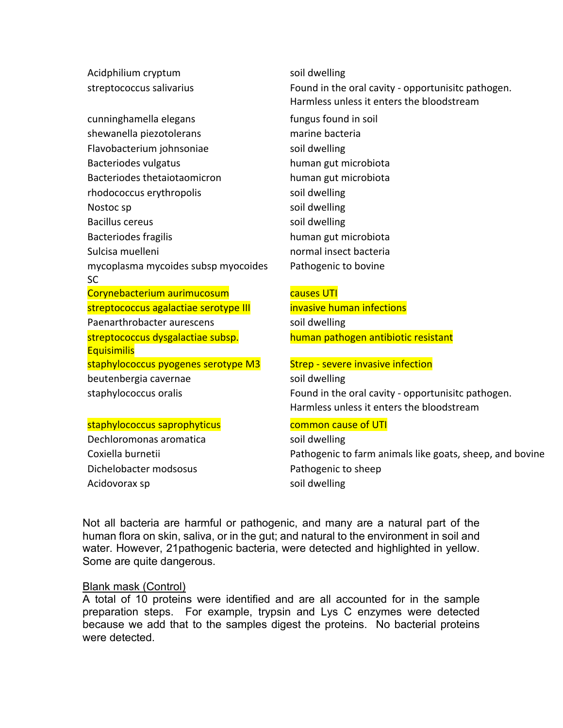| | |
|---|---|
| Acidphilium cryptum | soil dwelling |
| streptococcus salivarius | Found in the oral cavity - opportunisitc pathogen. Harmless unless it enters the bloodstream |
| cunninghamella elegans | fungus found in soil |
| shewanella piezotolerans | marine bacteria |
| Flavobacterium johnsoniae | soil dwelling |
| Bacteriodes vulgatus | human gut microbiota |
| Bacteriodes thetaiotaomicron | human gut microbiota |
| rhodococcus erythropolis | soil dwelling |
| Nostoc sp | soil dwelling |
| Bacillus cereus | soil dwelling |
| Bacteriodes fragilis | human gut microbiota |
| Sulcisa muelleni | normal insect bacteria |
| mycoplasma mycoides subsp myocoides SC | Pathogenic to bovine |
| Corynebacterium aurimucosum | causes UTI |
| streptococcus agalactiae serotype III | invasive human infections |
| Paenarthrobacter aurescens | soil dwelling |
| streptococcus dysgalactiae subsp. Equisimilis | human pathogen antibiotic resistant |
| staphylococcus pyogenes serotype M3 | Strep - severe invasive infection |
| beutenbergia cavernae | soil dwelling |
| staphylococcus oralis | Found in the oral cavity - opportunisitc pathogen. Harmless unless it enters the bloodstream |
| staphylococcus saprophyticus | common cause of UTI |
| Dechloromonas aromatica | soil dwelling |
| Coxiella burnetii | Pathogenic to farm animals like goats, sheep, and bovine |
| Dichelobacter modsosus | Pathogenic to sheep |
| Acidovorax sp | soil dwelling |

Not all bacteria are harmful or pathogenic, and many are a natural part of the human flora on skin, saliva, or in the gut; and natural to the environment in soil and water. However, 21pathogenic bacteria, were detected and highlighted in yellow. Some are quite dangerous.

Blank mask (Control)

A total of 10 proteins were identified and are all accounted for in the sample preparation steps. For example, trypsin and Lys C enzymes were detected because we add that to the samples digest the proteins. No bacterial proteins were detected.